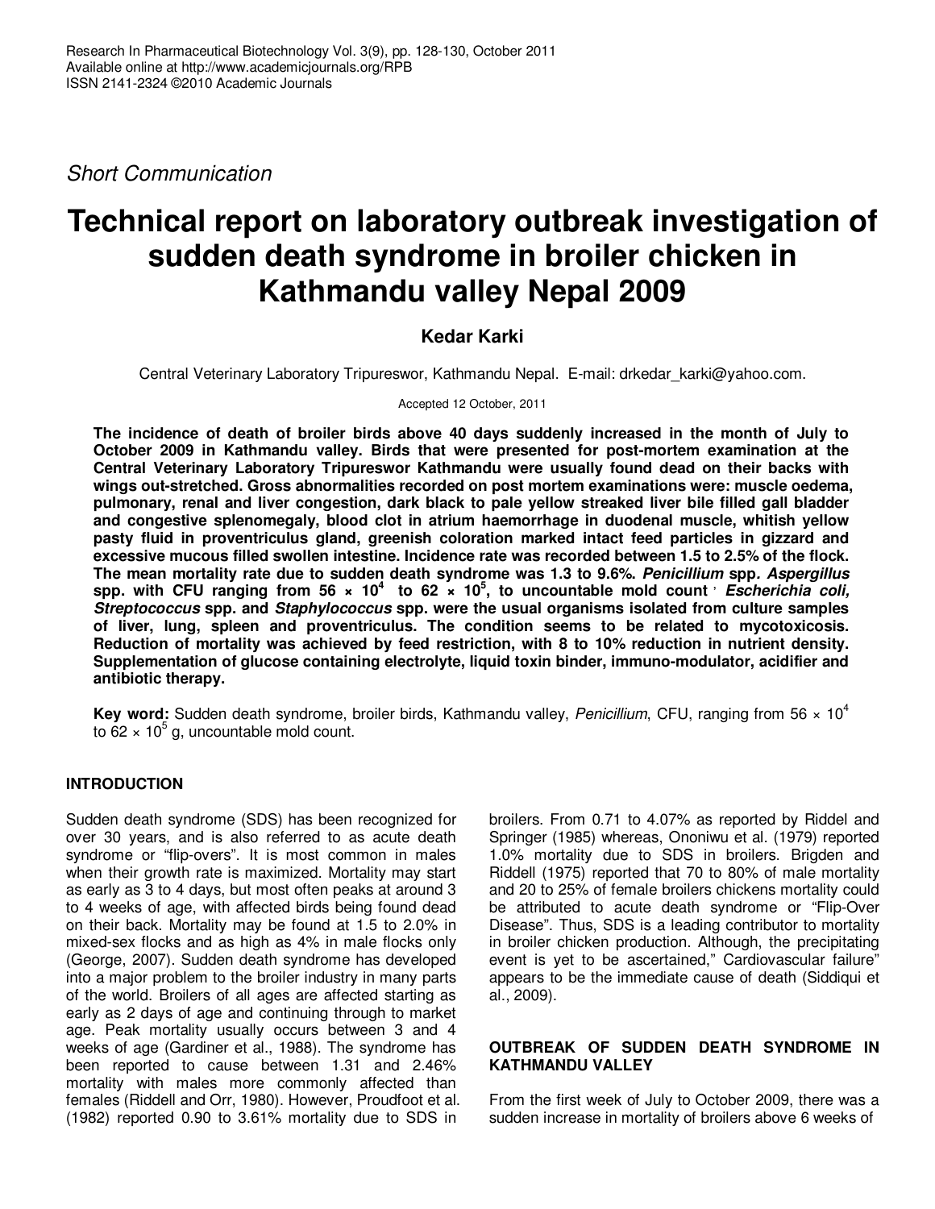*Short Communication*

# Technical report on laboratory outbreak investigation of sudden death syndrome in broiler chicken in Kathmandu valley Nepal 2009

**Kedar Karki**

Central Veterinary Laboratory Tripureswor, Kathmandu Nepal. E-mail: drkedar_karki@yahoo.com.

Accepted 12 October, 2011

**The incidence of death of broiler birds above 40 days suddenly increased in the month of July to October 2009 in Kathmandu valley. Birds that were presented for post-mortem examination at the Central Veterinary Laboratory Tripureswor Kathmandu were usually found dead on their backs with wings out-stretched. Gross abnormalities recorded on post mortem examinations were: muscle oedema, pulmonary, renal and liver congestion, dark black to pale yellow streaked liver bile filled gall bladder and congestive splenomegaly, blood clot in atrium haemorrhage in duodenal muscle, whitish yellow pasty fluid in proventriculus gland, greenish coloration marked intact feed particles in gizzard and excessive mucous filled swollen intestine. Incidence rate was recorded between 1.5 to 2.5% of the flock. The mean mortality rate due to sudden death syndrome was 1.3 to 9.6%. *Penicillium* spp. *Aspergillus* spp. with CFU ranging from $56 \times 10^4$ to $62 \times 10^5$, to uncountable mold count , *Escherichia coli, Streptococcus* spp. and *Staphylococcus* spp. were the usual organisms isolated from culture samples of liver, lung, spleen and proventriculus. The condition seems to be related to mycotoxicosis. Reduction of mortality was achieved by feed restriction, with 8 to 10% reduction in nutrient density. Supplementation of glucose containing electrolyte, liquid toxin binder, immuno-modulator, acidifier and antibiotic therapy.**

**Key word:** Sudden death syndrome, broiler birds, Kathmandu valley, *Penicillium*, CFU, ranging from $56 \times 10^4$ to $62 \times 10^5$ g, uncountable mold count.

## INTRODUCTION

Sudden death syndrome (SDS) has been recognized for over 30 years, and is also referred to as acute death syndrome or "flip-overs". It is most common in males when their growth rate is maximized. Mortality may start as early as 3 to 4 days, but most often peaks at around 3 to 4 weeks of age, with affected birds being found dead on their back. Mortality may be found at 1.5 to 2.0% in mixed-sex flocks and as high as 4% in male flocks only (George, 2007). Sudden death syndrome has developed into a major problem to the broiler industry in many parts of the world. Broilers of all ages are affected starting as early as 2 days of age and continuing through to market age. Peak mortality usually occurs between 3 and 4 weeks of age (Gardiner et al., 1988). The syndrome has been reported to cause between 1.31 and 2.46% mortality with males more commonly affected than females (Riddell and Orr, 1980). However, Proudfoot et al. (1982) reported 0.90 to 3.61% mortality due to SDS in broilers. From 0.71 to 4.07% as reported by Riddel and Springer (1985) whereas, Ononiwu et al. (1979) reported 1.0% mortality due to SDS in broilers. Brigden and Riddell (1975) reported that 70 to 80% of male mortality and 20 to 25% of female broilers chickens mortality could be attributed to acute death syndrome or "Flip-Over Disease". Thus, SDS is a leading contributor to mortality in broiler chicken production. Although, the precipitating event is yet to be ascertained," Cardiovascular failure" appears to be the immediate cause of death (Siddiqui et al., 2009).

## OUTBREAK OF SUDDEN DEATH SYNDROME IN KATHMANDU VALLEY

From the first week of July to October 2009, there was a sudden increase in mortality of broilers above 6 weeks of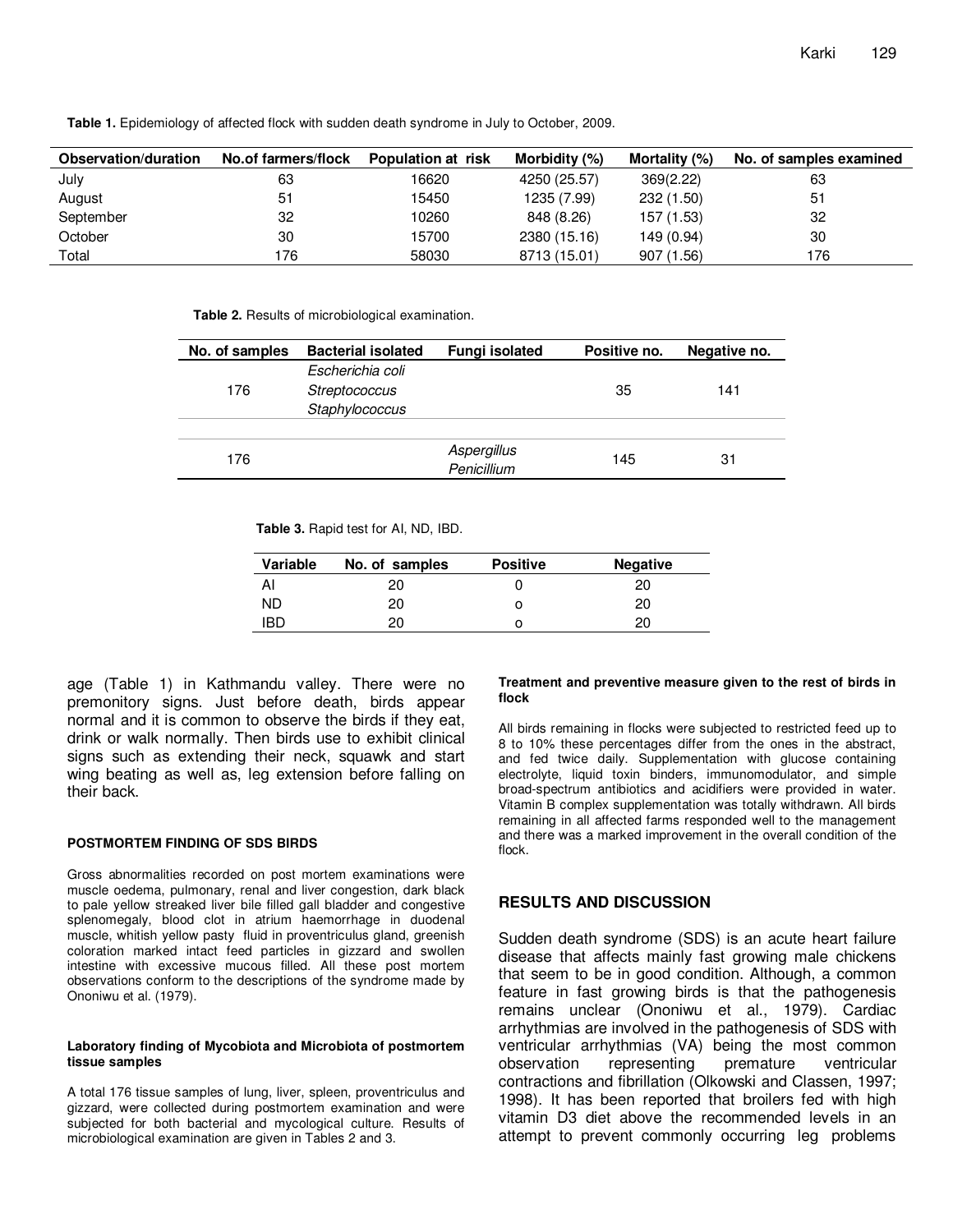**Table 1.** Epidemiology of affected flock with sudden death syndrome in July to October, 2009.

| Observation/duration | No.of farmers/flock | Population at risk | Morbidity (%) | Mortality (%) | No. of samples examined |
|---|---|---|---|---|---|
| July | 63 | 16620 | 4250 (25.57) | 369(2.22) | 63 |
| August | 51 | 15450 | 1235 (7.99) | 232 (1.50) | 51 |
| September | 32 | 10260 | 848 (8.26) | 157 (1.53) | 32 |
| October | 30 | 15700 | 2380 (15.16) | 149 (0.94) | 30 |
| Total | 176 | 58030 | 8713 (15.01) | 907 (1.56) | 176 |

**Table 2.** Results of microbiological examination.

| No. of samples | Bacterial isolated | Fungi isolated | Positive no. | Negative no. |
|---|---|---|---|---|
| 176 | *Escherichia coli* *Streptococcus* *Staphylococcus* | | 35 | 141 |
| 176 | | *Aspergillus* *Penicillium* | 145 | 31 |

**Table 3.** Rapid test for AI, ND, IBD.

| Variable | No. of samples | Positive | Negative |
|---|---|---|---|
| AI | 20 | 0 | 20 |
| ND | 20 | o | 20 |
| IBD | 20 | o | 20 |

age (Table 1) in Kathmandu valley. There were no premonitory signs. Just before death, birds appear normal and it is common to observe the birds if they eat, drink or walk normally. Then birds use to exhibit clinical signs such as extending their neck, squawk and start wing beating as well as, leg extension before falling on their back.

#### POSTMORTEM FINDING OF SDS BIRDS

Gross abnormalities recorded on post mortem examinations were muscle oedema, pulmonary, renal and liver congestion, dark black to pale yellow streaked liver bile filled gall bladder and congestive splenomegaly, blood clot in atrium haemorrhage in duodenal muscle, whitish yellow pasty fluid in proventriculus gland, greenish coloration marked intact feed particles in gizzard and swollen intestine with excessive mucous filled. All these post mortem observations conform to the descriptions of the syndrome made by Ononiwu et al. (1979).

#### Laboratory finding of Mycobiota and Microbiota of postmortem tissue samples

A total 176 tissue samples of lung, liver, spleen, proventriculus and gizzard, were collected during postmortem examination and were subjected for both bacterial and mycological culture. Results of microbiological examination are given in Tables 2 and 3.

#### Treatment and preventive measure given to the rest of birds in flock

All birds remaining in flocks were subjected to restricted feed up to 8 to 10% these percentages differ from the ones in the abstract, and fed twice daily. Supplementation with glucose containing electrolyte, liquid toxin binders, immunomodulator, and simple broad-spectrum antibiotics and acidifiers were provided in water. Vitamin B complex supplementation was totally withdrawn. All birds remaining in all affected farms responded well to the management and there was a marked improvement in the overall condition of the flock.

## RESULTS AND DISCUSSION

Sudden death syndrome (SDS) is an acute heart failure disease that affects mainly fast growing male chickens that seem to be in good condition. Although, a common feature in fast growing birds is that the pathogenesis remains unclear (Ononiwu et al., 1979). Cardiac arrhythmias are involved in the pathogenesis of SDS with ventricular arrhythmias (VA) being the most common observation representing premature ventricular contractions and fibrillation (Olkowski and Classen, 1997; 1998). It has been reported that broilers fed with high vitamin D3 diet above the recommended levels in an attempt to prevent commonly occurring leg problems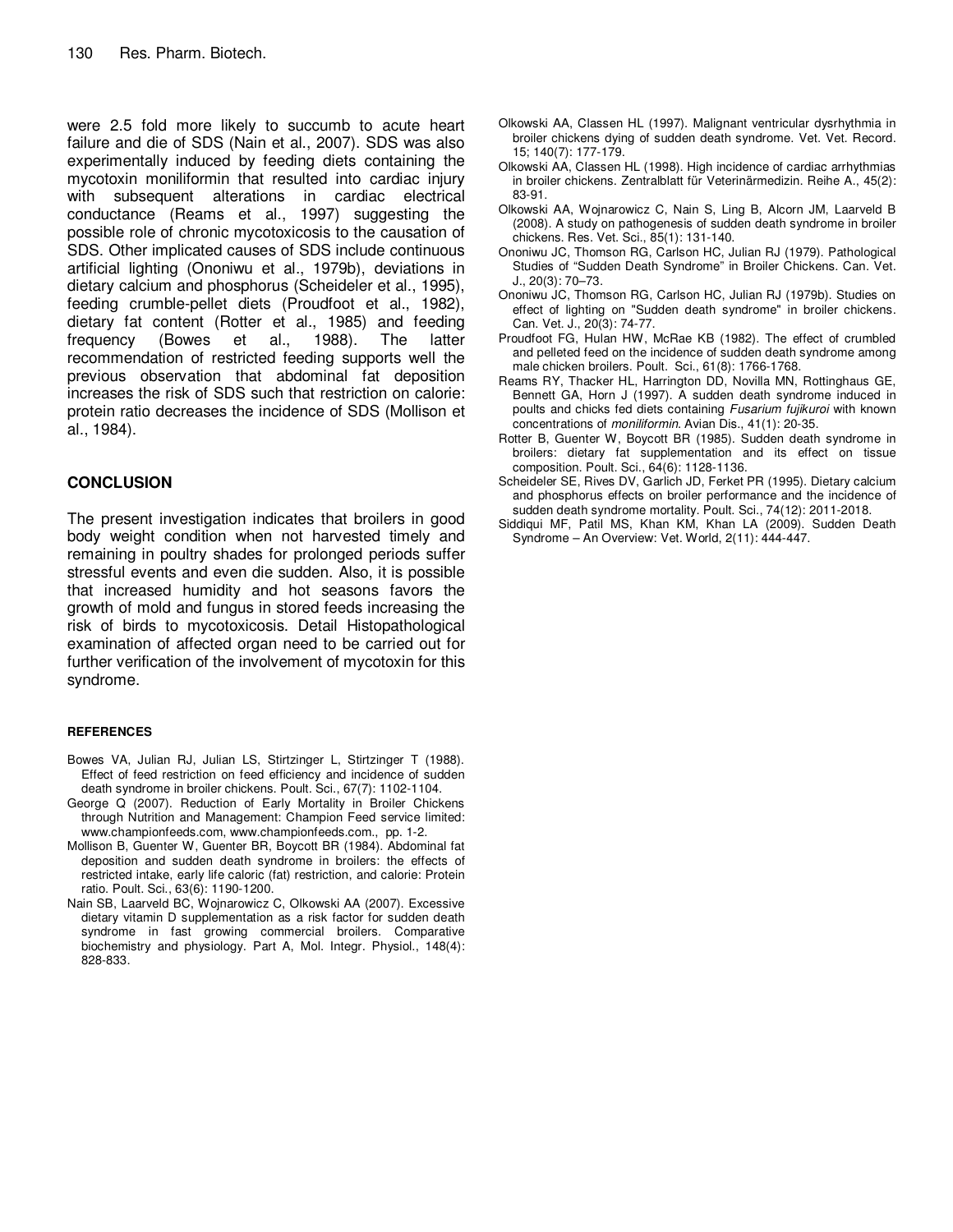were 2.5 fold more likely to succumb to acute heart failure and die of SDS (Nain et al., 2007). SDS was also experimentally induced by feeding diets containing the mycotoxin moniliformin that resulted into cardiac injury with subsequent alterations in cardiac electrical conductance (Reams et al., 1997) suggesting the possible role of chronic mycotoxicosis to the causation of SDS. Other implicated causes of SDS include continuous artificial lighting (Ononiwu et al., 1979b), deviations in dietary calcium and phosphorus (Scheideler et al., 1995), feeding crumble-pellet diets (Proudfoot et al., 1982), dietary fat content (Rotter et al., 1985) and feeding frequency (Bowes et al., 1988). The latter recommendation of restricted feeding supports well the previous observation that abdominal fat deposition increases the risk of SDS such that restriction on calorie: protein ratio decreases the incidence of SDS (Mollison et al., 1984).

## CONCLUSION

The present investigation indicates that broilers in good body weight condition when not harvested timely and remaining in poultry shades for prolonged periods suffer stressful events and even die sudden. Also, it is possible that increased humidity and hot seasons favors the growth of mold and fungus in stored feeds increasing the risk of birds to mycotoxicosis. Detail Histopathological examination of affected organ need to be carried out for further verification of the involvement of mycotoxin for this syndrome.

## REFERENCES

Bowes VA, Julian RJ, Julian LS, Stirtzinger L, Stirtzinger T (1988). Effect of feed restriction on feed efficiency and incidence of sudden death syndrome in broiler chickens. Poult. Sci., 67(7): 1102-1104.

George Q (2007). Reduction of Early Mortality in Broiler Chickens through Nutrition and Management: Champion Feed service limited: www.championfeeds.com, www.championfeeds.com., pp. 1-2.

Mollison B, Guenter W, Guenter BR, Boycott BR (1984). Abdominal fat deposition and sudden death syndrome in broilers: the effects of restricted intake, early life caloric (fat) restriction, and calorie: Protein ratio. Poult. Sci., 63(6): 1190-1200.

Nain SB, Laarveld BC, Wojnarowicz C, Olkowski AA (2007). Excessive dietary vitamin D supplementation as a risk factor for sudden death syndrome in fast growing commercial broilers. Comparative biochemistry and physiology. Part A, Mol. Integr. Physiol., 148(4): 828-833.

Olkowski AA, Classen HL (1997). Malignant ventricular dysrhythmia in broiler chickens dying of sudden death syndrome. Vet. Vet. Record. 15; 140(7): 177-179.

Olkowski AA, Classen HL (1998). High incidence of cardiac arrhythmias in broiler chickens. Zentralblatt für Veterinärmedizin. Reihe A., 45(2): 83-91.

Olkowski AA, Wojnarowicz C, Nain S, Ling B, Alcorn JM, Laarveld B (2008). A study on pathogenesis of sudden death syndrome in broiler chickens. Res. Vet. Sci., 85(1): 131-140.

Ononiwu JC, Thomson RG, Carlson HC, Julian RJ (1979). Pathological Studies of "Sudden Death Syndrome" in Broiler Chickens. Can. Vet. J., 20(3): 70–73.

Ononiwu JC, Thomson RG, Carlson HC, Julian RJ (1979b). Studies on effect of lighting on "Sudden death syndrome" in broiler chickens. Can. Vet. J., 20(3): 74-77.

Proudfoot FG, Hulan HW, McRae KB (1982). The effect of crumbled and pelleted feed on the incidence of sudden death syndrome among male chicken broilers. Poult. Sci., 61(8): 1766-1768.

Reams RY, Thacker HL, Harrington DD, Novilla MN, Rottinghaus GE, Bennett GA, Horn J (1997). A sudden death syndrome induced in poults and chicks fed diets containing *Fusarium fujikuroi* with known concentrations of *moniliformin*. Avian Dis., 41(1): 20-35.

Rotter B, Guenter W, Boycott BR (1985). Sudden death syndrome in broilers: dietary fat supplementation and its effect on tissue composition. Poult. Sci., 64(6): 1128-1136.

Scheideler SE, Rives DV, Garlich JD, Ferket PR (1995). Dietary calcium and phosphorus effects on broiler performance and the incidence of sudden death syndrome mortality. Poult. Sci., 74(12): 2011-2018.

Siddiqui MF, Patil MS, Khan KM, Khan LA (2009). Sudden Death Syndrome – An Overview: Vet. World, 2(11): 444-447.